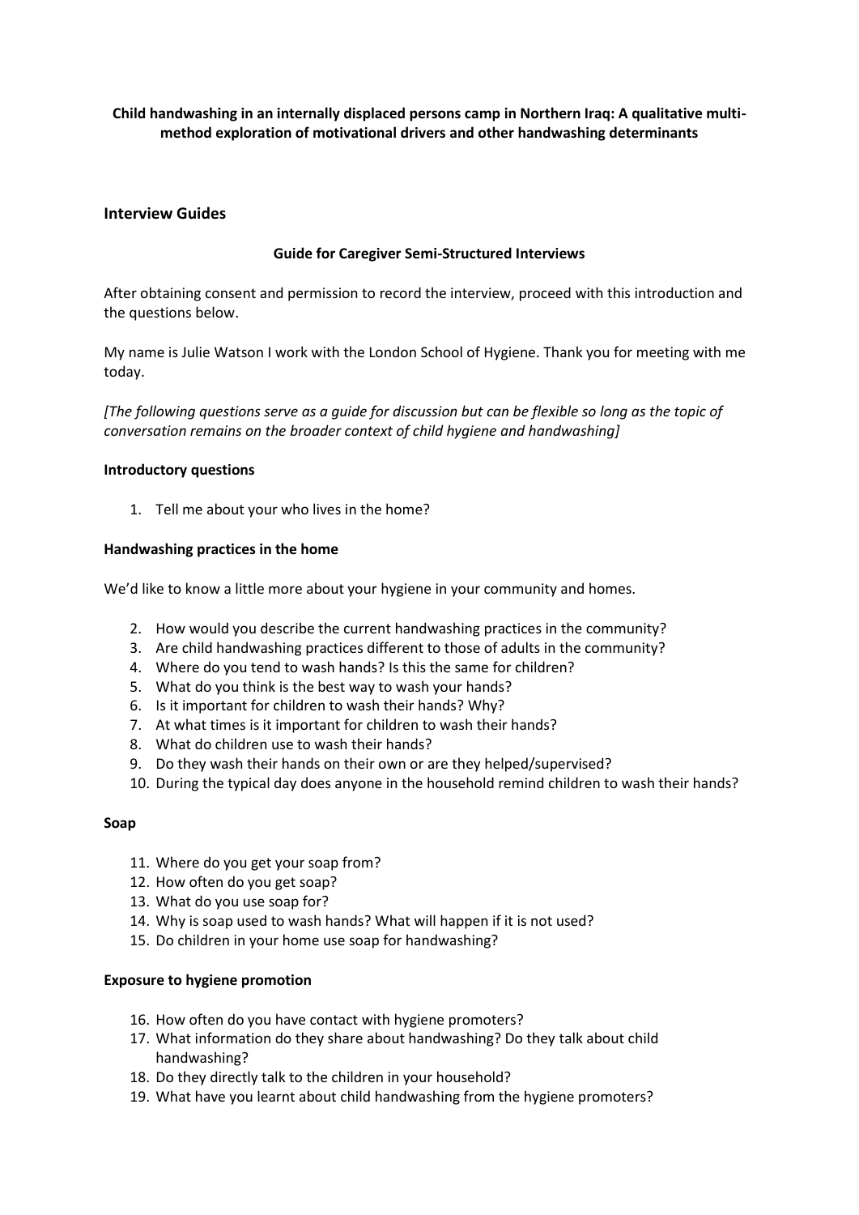**Child handwashing in an internally displaced persons camp in Northern Iraq: A qualitative multi-method exploration of motivational drivers and other handwashing determinants**

## Interview Guides

### Guide for Caregiver Semi-Structured Interviews

After obtaining consent and permission to record the interview, proceed with this introduction and the questions below.

My name is Julie Watson I work with the London School of Hygiene. Thank you for meeting with me today.

*[The following questions serve as a guide for discussion but can be flexible so long as the topic of conversation remains on the broader context of child hygiene and handwashing]*

**Introductory questions**

1. Tell me about your who lives in the home?

**Handwashing practices in the home**

We'd like to know a little more about your hygiene in your community and homes.

2. How would you describe the current handwashing practices in the community?
3. Are child handwashing practices different to those of adults in the community?
4. Where do you tend to wash hands? Is this the same for children?
5. What do you think is the best way to wash your hands?
6. Is it important for children to wash their hands? Why?
7. At what times is it important for children to wash their hands?
8. What do children use to wash their hands?
9. Do they wash their hands on their own or are they helped/supervised?
10. During the typical day does anyone in the household remind children to wash their hands?

**Soap**

11. Where do you get your soap from?
12. How often do you get soap?
13. What do you use soap for?
14. Why is soap used to wash hands? What will happen if it is not used?
15. Do children in your home use soap for handwashing?

**Exposure to hygiene promotion**

16. How often do you have contact with hygiene promoters?
17. What information do they share about handwashing? Do they talk about child handwashing?
18. Do they directly talk to the children in your household?
19. What have you learnt about child handwashing from the hygiene promoters?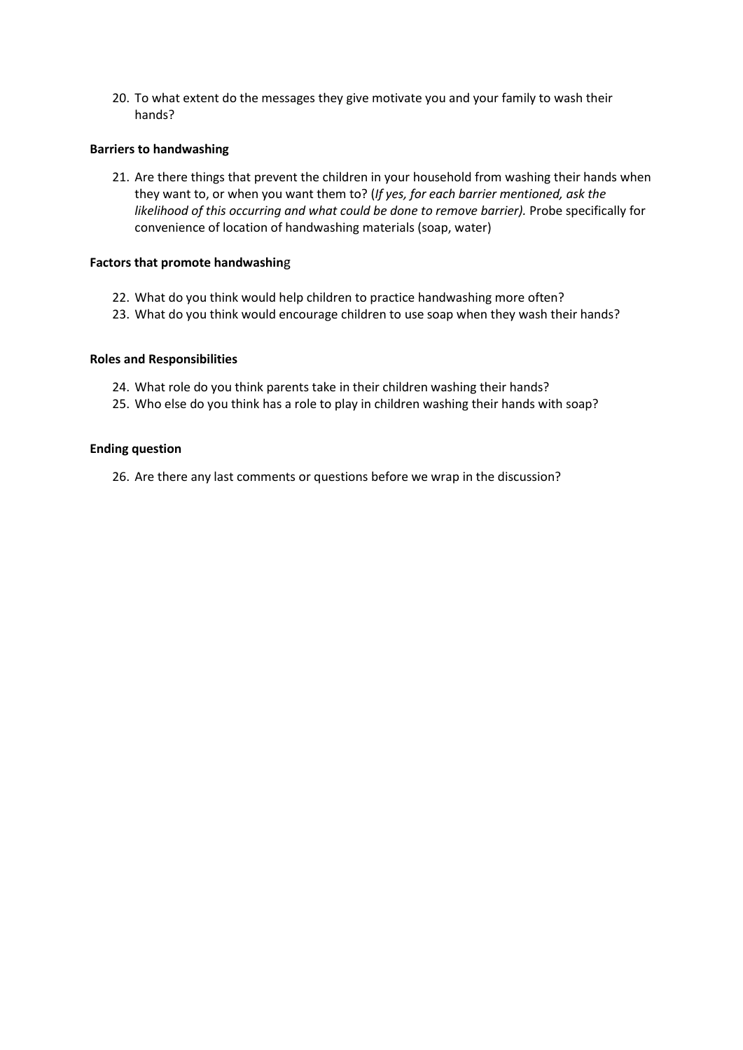20. To what extent do the messages they give motivate you and your family to wash their hands?

**Barriers to handwashing**

21. Are there things that prevent the children in your household from washing their hands when they want to, or when you want them to? (*If yes, for each barrier mentioned, ask the likelihood of this occurring and what could be done to remove barrier).* Probe specifically for convenience of location of handwashing materials (soap, water)

**Factors that promote handwashing**

22. What do you think would help children to practice handwashing more often?
23. What do you think would encourage children to use soap when they wash their hands?

**Roles and Responsibilities**

24. What role do you think parents take in their children washing their hands?
25. Who else do you think has a role to play in children washing their hands with soap?

**Ending question**

26. Are there any last comments or questions before we wrap in the discussion?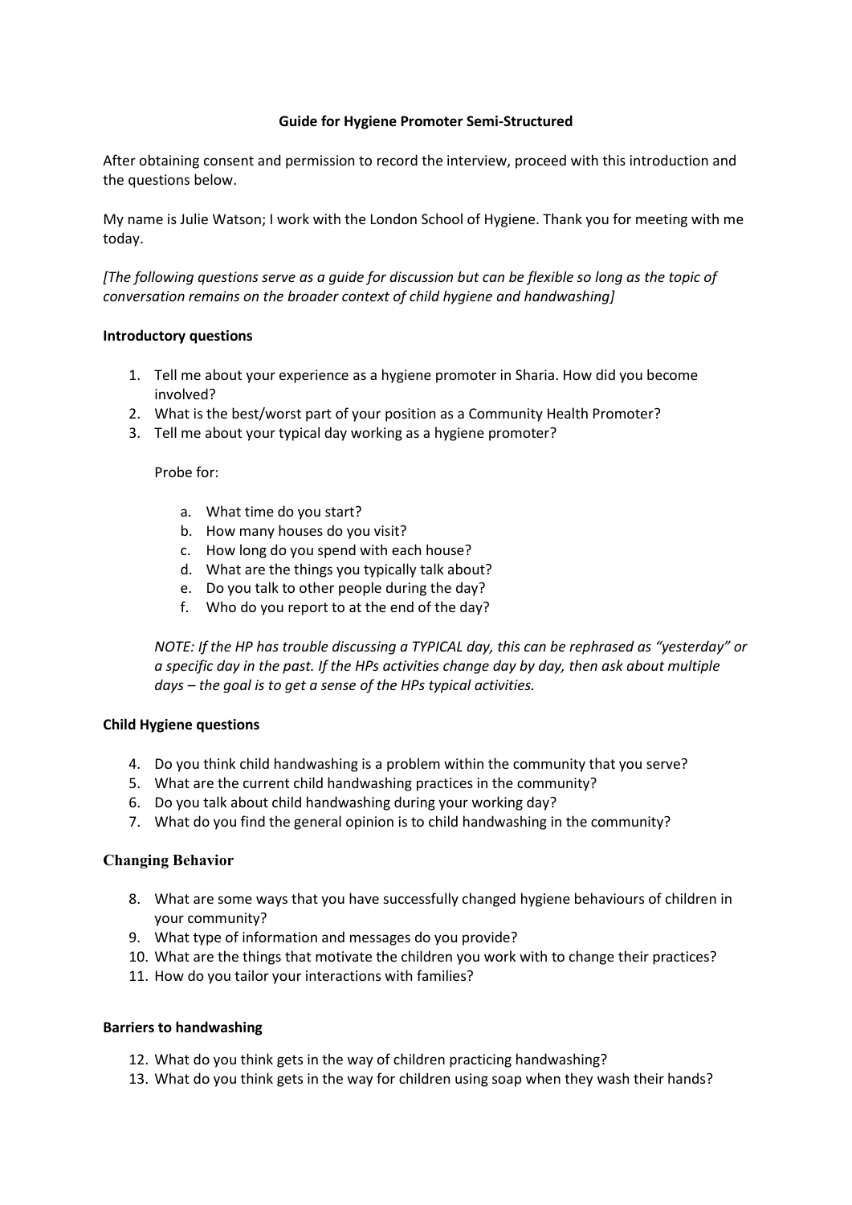**Guide for Hygiene Promoter Semi-Structured**

After obtaining consent and permission to record the interview, proceed with this introduction and the questions below.

My name is Julie Watson; I work with the London School of Hygiene. Thank you for meeting with me today.

*[The following questions serve as a guide for discussion but can be flexible so long as the topic of conversation remains on the broader context of child hygiene and handwashing]*

**Introductory questions**

1. Tell me about your experience as a hygiene promoter in Sharia. How did you become involved?
2. What is the best/worst part of your position as a Community Health Promoter?
3. Tell me about your typical day working as a hygiene promoter?

   Probe for:

   a. What time do you start?
   b. How many houses do you visit?
   c. How long do you spend with each house?
   d. What are the things you typically talk about?
   e. Do you talk to other people during the day?
   f. Who do you report to at the end of the day?

   *NOTE: If the HP has trouble discussing a TYPICAL day, this can be rephrased as "yesterday" or a specific day in the past. If the HPs activities change day by day, then ask about multiple days – the goal is to get a sense of the HPs typical activities.*

**Child Hygiene questions**

4. Do you think child handwashing is a problem within the community that you serve?
5. What are the current child handwashing practices in the community?
6. Do you talk about child handwashing during your working day?
7. What do you find the general opinion is to child handwashing in the community?

**Changing Behavior**

8. What are some ways that you have successfully changed hygiene behaviours of children in your community?
9. What type of information and messages do you provide?
10. What are the things that motivate the children you work with to change their practices?
11. How do you tailor your interactions with families?

**Barriers to handwashing**

12. What do you think gets in the way of children practicing handwashing?
13. What do you think gets in the way for children using soap when they wash their hands?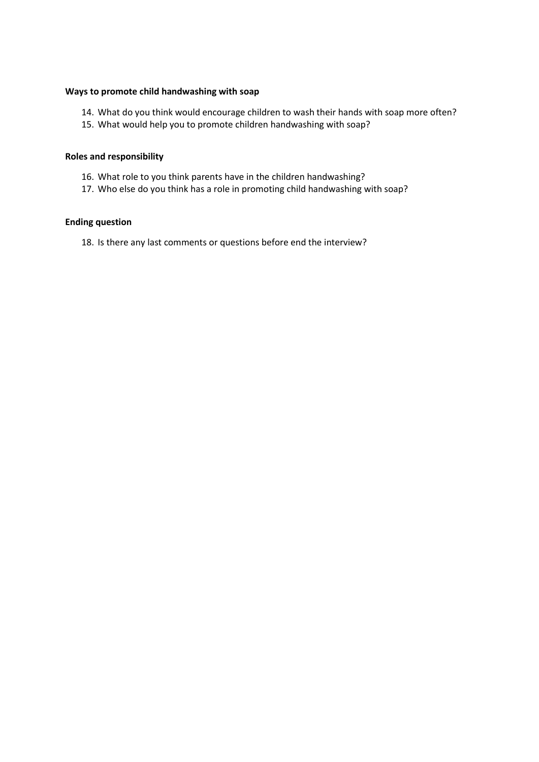**Ways to promote child handwashing with soap**

14. What do you think would encourage children to wash their hands with soap more often?
15. What would help you to promote children handwashing with soap?

**Roles and responsibility**

16. What role to you think parents have in the children handwashing?
17. Who else do you think has a role in promoting child handwashing with soap?

**Ending question**

18. Is there any last comments or questions before end the interview?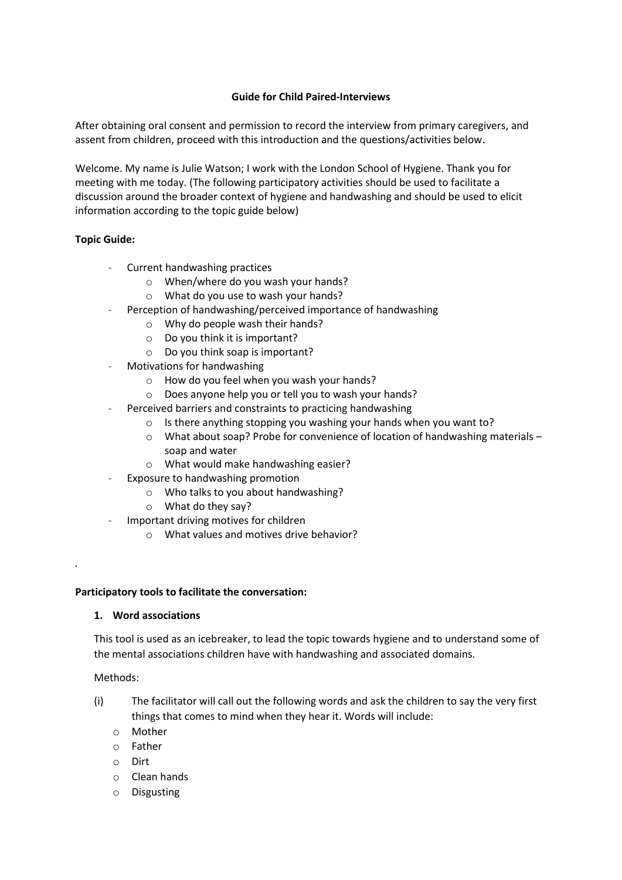**Guide for Child Paired-Interviews**

After obtaining oral consent and permission to record the interview from primary caregivers, and assent from children, proceed with this introduction and the questions/activities below.

Welcome. My name is Julie Watson; I work with the London School of Hygiene. Thank you for meeting with me today. (The following participatory activities should be used to facilitate a discussion around the broader context of hygiene and handwashing and should be used to elicit information according to the topic guide below)

**Topic Guide:**

- Current handwashing practices
  - When/where do you wash your hands?
  - What do you use to wash your hands?
- Perception of handwashing/perceived importance of handwashing
  - Why do people wash their hands?
  - Do you think it is important?
  - Do you think soap is important?
- Motivations for handwashing
  - How do you feel when you wash your hands?
  - Does anyone help you or tell you to wash your hands?
- Perceived barriers and constraints to practicing handwashing
  - Is there anything stopping you washing your hands when you want to?
  - What about soap? Probe for convenience of location of handwashing materials – soap and water
  - What would make handwashing easier?
- Exposure to handwashing promotion
  - Who talks to you about handwashing?
  - What do they say?
- Important driving motives for children
  - What values and motives drive behavior?

.

**Participatory tools to facilitate the conversation:**

**1. Word associations**

This tool is used as an icebreaker, to lead the topic towards hygiene and to understand some of the mental associations children have with handwashing and associated domains.

Methods:

(i) The facilitator will call out the following words and ask the children to say the very first things that comes to mind when they hear it. Words will include:
- Mother
- Father
- Dirt
- Clean hands
- Disgusting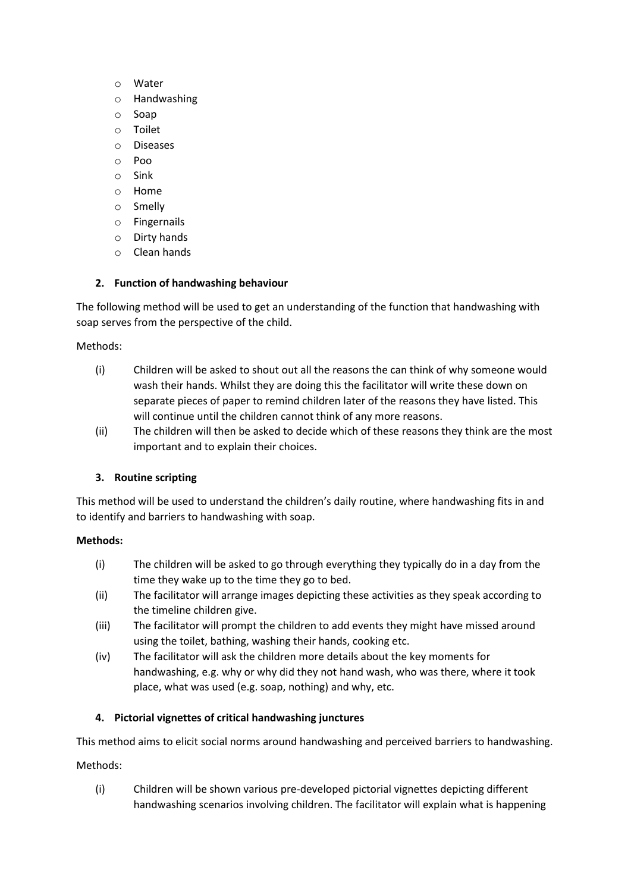- Water
- Handwashing
- Soap
- Toilet
- Diseases
- Poo
- Sink
- Home
- Smelly
- Fingernails
- Dirty hands
- Clean hands

### 2. Function of handwashing behaviour

The following method will be used to get an understanding of the function that handwashing with soap serves from the perspective of the child.

Methods:

(i) Children will be asked to shout out all the reasons the can think of why someone would wash their hands. Whilst they are doing this the facilitator will write these down on separate pieces of paper to remind children later of the reasons they have listed. This will continue until the children cannot think of any more reasons.

(ii) The children will then be asked to decide which of these reasons they think are the most important and to explain their choices.

### 3. Routine scripting

This method will be used to understand the children's daily routine, where handwashing fits in and to identify and barriers to handwashing with soap.

**Methods:**

(i) The children will be asked to go through everything they typically do in a day from the time they wake up to the time they go to bed.

(ii) The facilitator will arrange images depicting these activities as they speak according to the timeline children give.

(iii) The facilitator will prompt the children to add events they might have missed around using the toilet, bathing, washing their hands, cooking etc.

(iv) The facilitator will ask the children more details about the key moments for handwashing, e.g. why or why did they not hand wash, who was there, where it took place, what was used (e.g. soap, nothing) and why, etc.

### 4. Pictorial vignettes of critical handwashing junctures

This method aims to elicit social norms around handwashing and perceived barriers to handwashing.

Methods:

(i) Children will be shown various pre-developed pictorial vignettes depicting different handwashing scenarios involving children. The facilitator will explain what is happening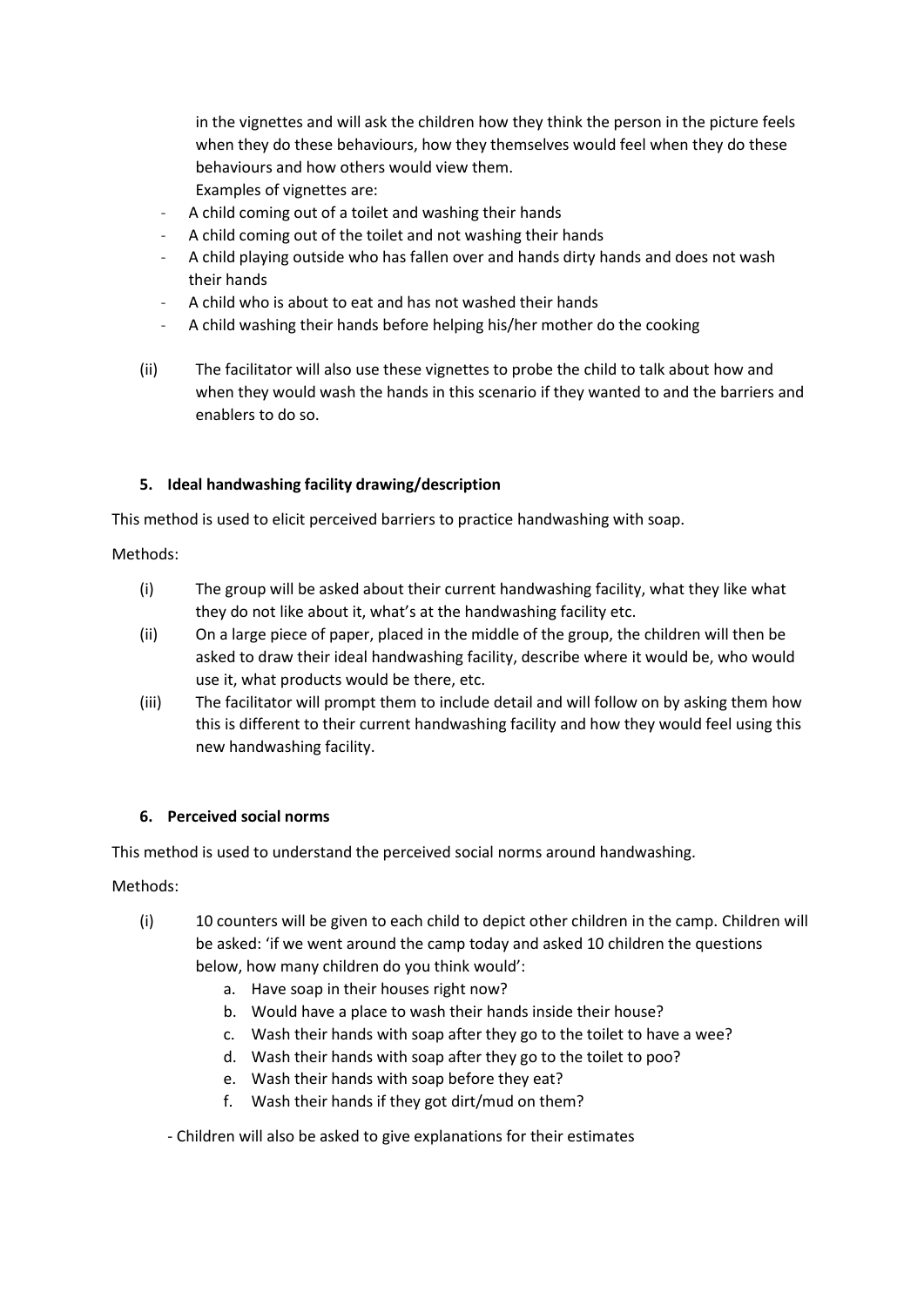in the vignettes and will ask the children how they think the person in the picture feels when they do these behaviours, how they themselves would feel when they do these behaviours and how others would view them.

Examples of vignettes are:

- A child coming out of a toilet and washing their hands
- A child coming out of the toilet and not washing their hands
- A child playing outside who has fallen over and hands dirty hands and does not wash their hands
- A child who is about to eat and has not washed their hands
- A child washing their hands before helping his/her mother do the cooking

(ii) The facilitator will also use these vignettes to probe the child to talk about how and when they would wash the hands in this scenario if they wanted to and the barriers and enablers to do so.

#### 5. Ideal handwashing facility drawing/description

This method is used to elicit perceived barriers to practice handwashing with soap.

Methods:

(i) The group will be asked about their current handwashing facility, what they like what they do not like about it, what's at the handwashing facility etc.

(ii) On a large piece of paper, placed in the middle of the group, the children will then be asked to draw their ideal handwashing facility, describe where it would be, who would use it, what products would be there, etc.

(iii) The facilitator will prompt them to include detail and will follow on by asking them how this is different to their current handwashing facility and how they would feel using this new handwashing facility.

#### 6. Perceived social norms

This method is used to understand the perceived social norms around handwashing.

Methods:

(i) 10 counters will be given to each child to depict other children in the camp. Children will be asked: 'if we went around the camp today and asked 10 children the questions below, how many children do you think would':

   a. Have soap in their houses right now?
   b. Would have a place to wash their hands inside their house?
   c. Wash their hands with soap after they go to the toilet to have a wee?
   d. Wash their hands with soap after they go to the toilet to poo?
   e. Wash their hands with soap before they eat?
   f. Wash their hands if they got dirt/mud on them?

- Children will also be asked to give explanations for their estimates